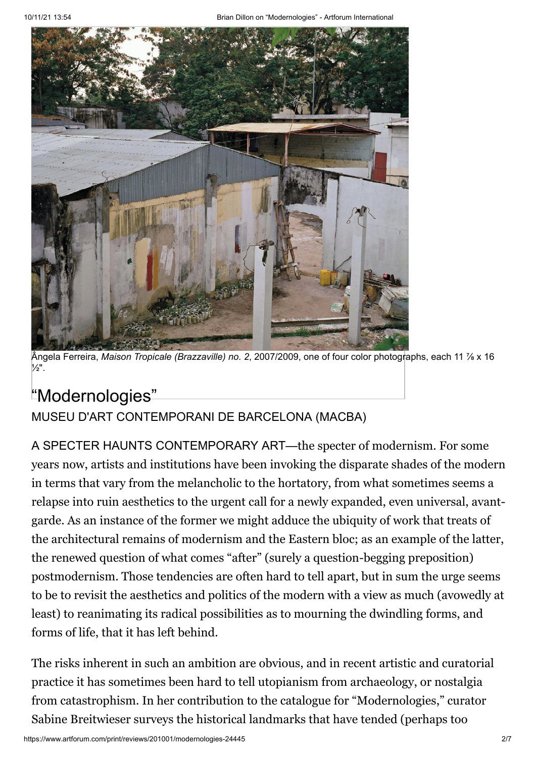Ângela Ferreira, *Maison Tropicale (Brazzaville) no. 2*, 2007/2009, one of four color photographs, each 11 ⅞ x 16 ½".

# "Modernologies"

## MUSEU D'ART CONTEMPORANI DE BARCELONA (MACBA)

A SPECTER HAUNTS CONTEMPORARY ART—the specter of modernism. For some years now, artists and institutions have been invoking the disparate shades of the modern in terms that vary from the melancholic to the hortatory, from what sometimes seems a relapse into ruin aesthetics to the urgent call for a newly expanded, even universal, avant-garde. As an instance of the former we might adduce the ubiquity of work that treats of the architectural remains of modernism and the Eastern bloc; as an example of the latter, the renewed question of what comes "after" (surely a question-begging preposition) postmodernism. Those tendencies are often hard to tell apart, but in sum the urge seems to be to revisit the aesthetics and politics of the modern with a view as much (avowedly at least) to reanimating its radical possibilities as to mourning the dwindling forms, and forms of life, that it has left behind.

The risks inherent in such an ambition are obvious, and in recent artistic and curatorial practice it has sometimes been hard to tell utopianism from archaeology, or nostalgia from catastrophism. In her contribution to the catalogue for "Modernologies," curator Sabine Breitwieser surveys the historical landmarks that have tended (perhaps too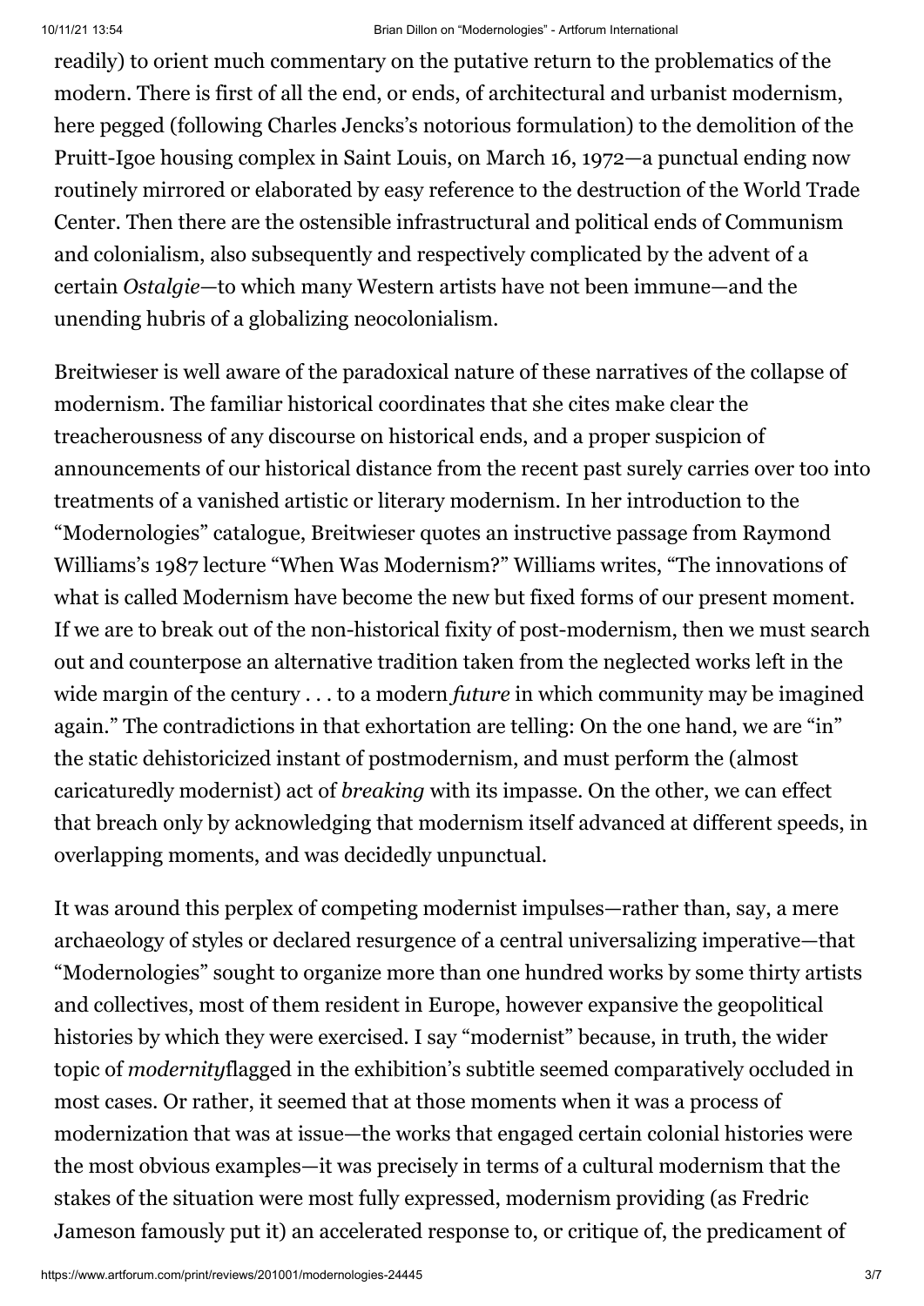readily) to orient much commentary on the putative return to the problematics of the modern. There is first of all the end, or ends, of architectural and urbanist modernism, here pegged (following Charles Jencks's notorious formulation) to the demolition of the Pruitt-Igoe housing complex in Saint Louis, on March 16, 1972—a punctual ending now routinely mirrored or elaborated by easy reference to the destruction of the World Trade Center. Then there are the ostensible infrastructural and political ends of Communism and colonialism, also subsequently and respectively complicated by the advent of a certain *Ostalgie*—to which many Western artists have not been immune—and the unending hubris of a globalizing neocolonialism.

Breitwieser is well aware of the paradoxical nature of these narratives of the collapse of modernism. The familiar historical coordinates that she cites make clear the treacherousness of any discourse on historical ends, and a proper suspicion of announcements of our historical distance from the recent past surely carries over too into treatments of a vanished artistic or literary modernism. In her introduction to the "Modernologies" catalogue, Breitwieser quotes an instructive passage from Raymond Williams's 1987 lecture "When Was Modernism?" Williams writes, "The innovations of what is called Modernism have become the new but fixed forms of our present moment. If we are to break out of the non-historical fixity of post-modernism, then we must search out and counterpose an alternative tradition taken from the neglected works left in the wide margin of the century . . . to a modern *future* in which community may be imagined again." The contradictions in that exhortation are telling: On the one hand, we are "in" the static dehistoricized instant of postmodernism, and must perform the (almost caricaturedly modernist) act of *breaking* with its impasse. On the other, we can effect that breach only by acknowledging that modernism itself advanced at different speeds, in overlapping moments, and was decidedly unpunctual.

It was around this perplex of competing modernist impulses—rather than, say, a mere archaeology of styles or declared resurgence of a central universalizing imperative—that "Modernologies" sought to organize more than one hundred works by some thirty artists and collectives, most of them resident in Europe, however expansive the geopolitical histories by which they were exercised. I say "modernist" because, in truth, the wider topic of *modernity*flagged in the exhibition's subtitle seemed comparatively occluded in most cases. Or rather, it seemed that at those moments when it was a process of modernization that was at issue—the works that engaged certain colonial histories were the most obvious examples—it was precisely in terms of a cultural modernism that the stakes of the situation were most fully expressed, modernism providing (as Fredric Jameson famously put it) an accelerated response to, or critique of, the predicament of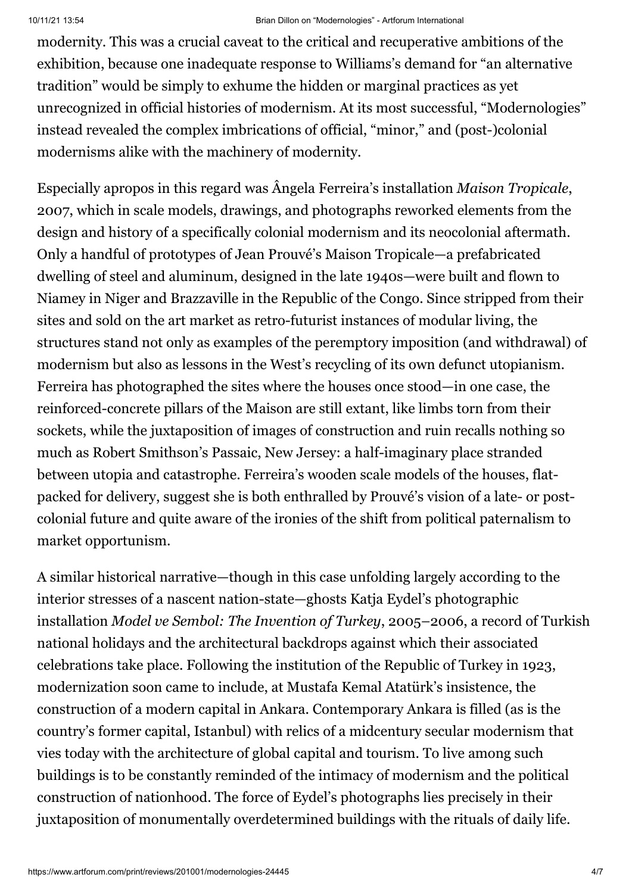modernity. This was a crucial caveat to the critical and recuperative ambitions of the exhibition, because one inadequate response to Williams's demand for "an alternative tradition" would be simply to exhume the hidden or marginal practices as yet unrecognized in official histories of modernism. At its most successful, "Modernologies" instead revealed the complex imbrications of official, "minor," and (post-)colonial modernisms alike with the machinery of modernity.

Especially apropos in this regard was Ângela Ferreira's installation *Maison Tropicale*, 2007, which in scale models, drawings, and photographs reworked elements from the design and history of a specifically colonial modernism and its neocolonial aftermath. Only a handful of prototypes of Jean Prouvé's Maison Tropicale—a prefabricated dwelling of steel and aluminum, designed in the late 1940s—were built and flown to Niamey in Niger and Brazzaville in the Republic of the Congo. Since stripped from their sites and sold on the art market as retro-futurist instances of modular living, the structures stand not only as examples of the peremptory imposition (and withdrawal) of modernism but also as lessons in the West's recycling of its own defunct utopianism. Ferreira has photographed the sites where the houses once stood—in one case, the reinforced-concrete pillars of the Maison are still extant, like limbs torn from their sockets, while the juxtaposition of images of construction and ruin recalls nothing so much as Robert Smithson's Passaic, New Jersey: a half-imaginary place stranded between utopia and catastrophe. Ferreira's wooden scale models of the houses, flat-packed for delivery, suggest she is both enthralled by Prouvé's vision of a late- or post-colonial future and quite aware of the ironies of the shift from political paternalism to market opportunism.

A similar historical narrative—though in this case unfolding largely according to the interior stresses of a nascent nation-state—ghosts Katja Eydel's photographic installation *Model ve Sembol: The Invention of Turkey*, 2005–2006, a record of Turkish national holidays and the architectural backdrops against which their associated celebrations take place. Following the institution of the Republic of Turkey in 1923, modernization soon came to include, at Mustafa Kemal Atatürk's insistence, the construction of a modern capital in Ankara. Contemporary Ankara is filled (as is the country's former capital, Istanbul) with relics of a midcentury secular modernism that vies today with the architecture of global capital and tourism. To live among such buildings is to be constantly reminded of the intimacy of modernism and the political construction of nationhood. The force of Eydel's photographs lies precisely in their juxtaposition of monumentally overdetermined buildings with the rituals of daily life.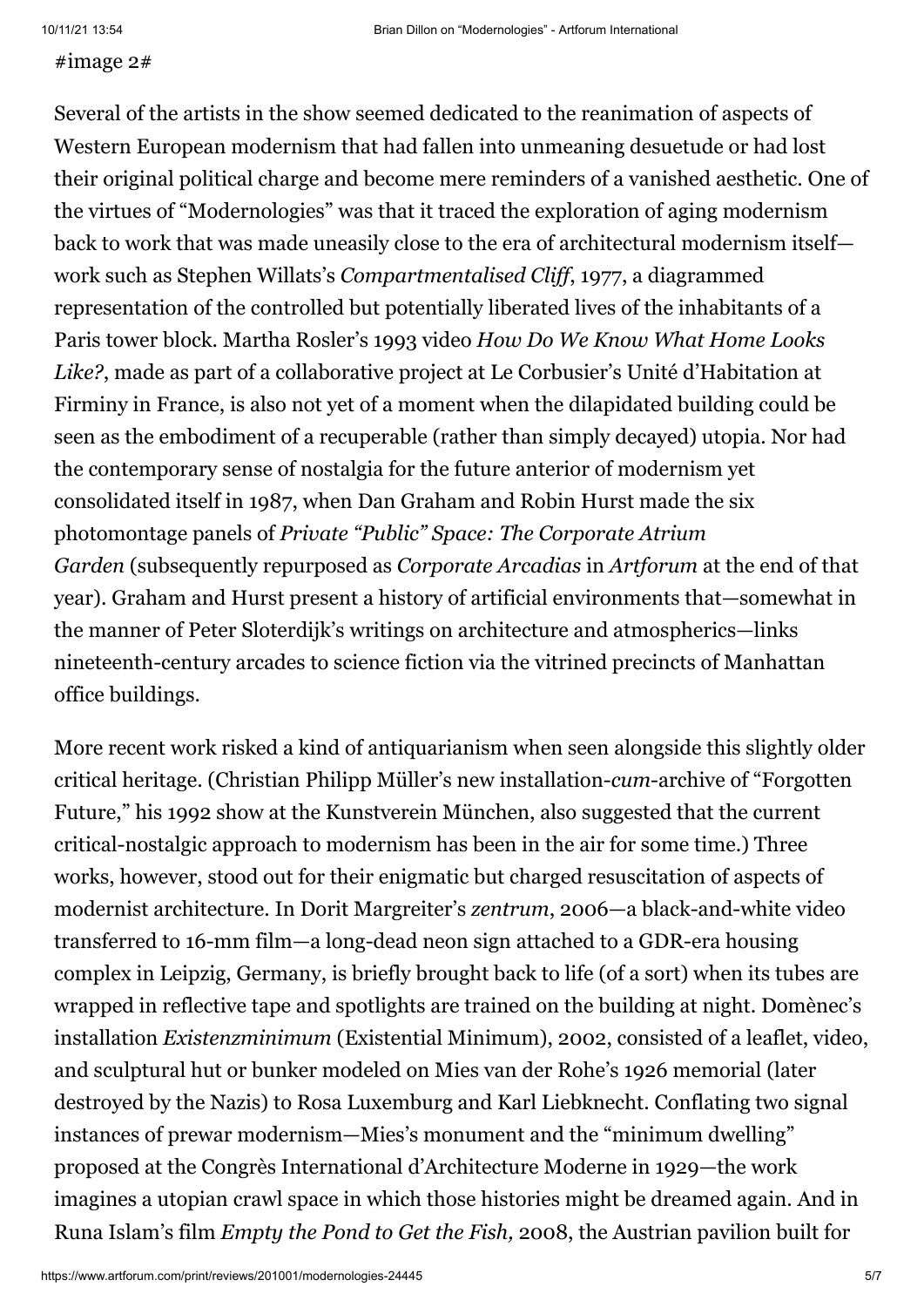#image 2#

Several of the artists in the show seemed dedicated to the reanimation of aspects of Western European modernism that had fallen into unmeaning desuetude or had lost their original political charge and become mere reminders of a vanished aesthetic. One of the virtues of "Modernologies" was that it traced the exploration of aging modernism back to work that was made uneasily close to the era of architectural modernism itself—work such as Stephen Willats's *Compartmentalised Cliff*, 1977, a diagrammed representation of the controlled but potentially liberated lives of the inhabitants of a Paris tower block. Martha Rosler's 1993 video *How Do We Know What Home Looks Like?*, made as part of a collaborative project at Le Corbusier's Unité d'Habitation at Firminy in France, is also not yet of a moment when the dilapidated building could be seen as the embodiment of a recuperable (rather than simply decayed) utopia. Nor had the contemporary sense of nostalgia for the future anterior of modernism yet consolidated itself in 1987, when Dan Graham and Robin Hurst made the six photomontage panels of *Private "Public" Space: The Corporate Atrium Garden* (subsequently repurposed as *Corporate Arcadias* in *Artforum* at the end of that year). Graham and Hurst present a history of artificial environments that—somewhat in the manner of Peter Sloterdijk's writings on architecture and atmospherics—links nineteenth-century arcades to science fiction via the vitrined precincts of Manhattan office buildings.

More recent work risked a kind of antiquarianism when seen alongside this slightly older critical heritage. (Christian Philipp Müller's new installation-*cum*-archive of "Forgotten Future," his 1992 show at the Kunstverein München, also suggested that the current critical-nostalgic approach to modernism has been in the air for some time.) Three works, however, stood out for their enigmatic but charged resuscitation of aspects of modernist architecture. In Dorit Margreiter's *zentrum*, 2006—a black-and-white video transferred to 16-mm film—a long-dead neon sign attached to a GDR-era housing complex in Leipzig, Germany, is briefly brought back to life (of a sort) when its tubes are wrapped in reflective tape and spotlights are trained on the building at night. Domènec's installation *Existenzminimum* (Existential Minimum), 2002, consisted of a leaflet, video, and sculptural hut or bunker modeled on Mies van der Rohe's 1926 memorial (later destroyed by the Nazis) to Rosa Luxemburg and Karl Liebknecht. Conflating two signal instances of prewar modernism—Mies's monument and the "minimum dwelling" proposed at the Congrès International d'Architecture Moderne in 1929—the work imagines a utopian crawl space in which those histories might be dreamed again. And in Runa Islam's film *Empty the Pond to Get the Fish,* 2008, the Austrian pavilion built for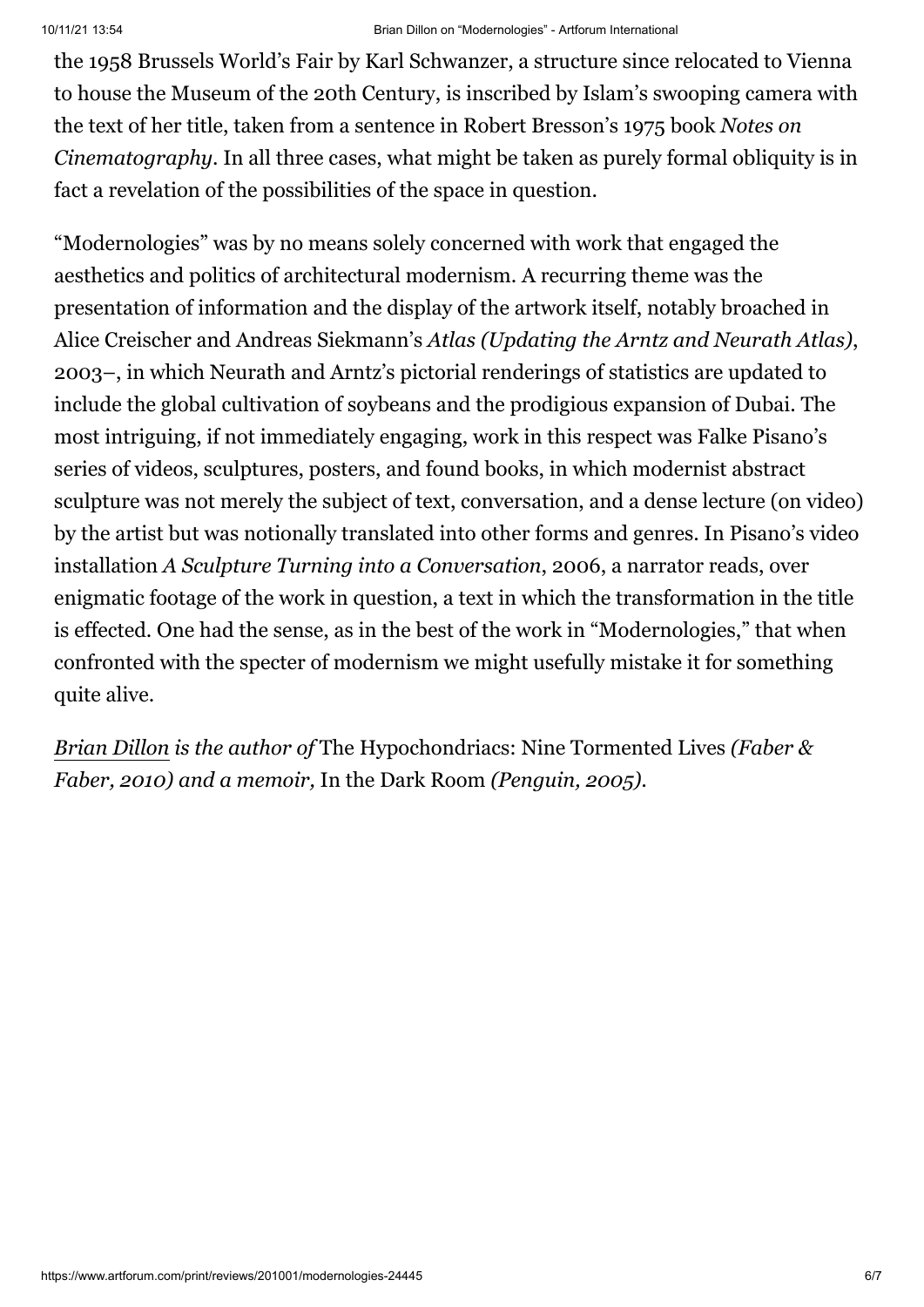the 1958 Brussels World's Fair by Karl Schwanzer, a structure since relocated to Vienna to house the Museum of the 20th Century, is inscribed by Islam's swooping camera with the text of her title, taken from a sentence in Robert Bresson's 1975 book *Notes on Cinematography*. In all three cases, what might be taken as purely formal obliquity is in fact a revelation of the possibilities of the space in question.

"Modernologies" was by no means solely concerned with work that engaged the aesthetics and politics of architectural modernism. A recurring theme was the presentation of information and the display of the artwork itself, notably broached in Alice Creischer and Andreas Siekmann's *Atlas (Updating the Arntz and Neurath Atlas)*, 2003–, in which Neurath and Arntz's pictorial renderings of statistics are updated to include the global cultivation of soybeans and the prodigious expansion of Dubai. The most intriguing, if not immediately engaging, work in this respect was Falke Pisano's series of videos, sculptures, posters, and found books, in which modernist abstract sculpture was not merely the subject of text, conversation, and a dense lecture (on video) by the artist but was notionally translated into other forms and genres. In Pisano's video installation *A Sculpture Turning into a Conversation*, 2006, a narrator reads, over enigmatic footage of the work in question, a text in which the transformation in the title is effected. One had the sense, as in the best of the work in "Modernologies," that when confronted with the specter of modernism we might usefully mistake it for something quite alive.

*Brian Dillon is the author of* The Hypochondriacs: Nine Tormented Lives *(Faber & Faber, 2010) and a memoir,* In the Dark Room *(Penguin, 2005).*